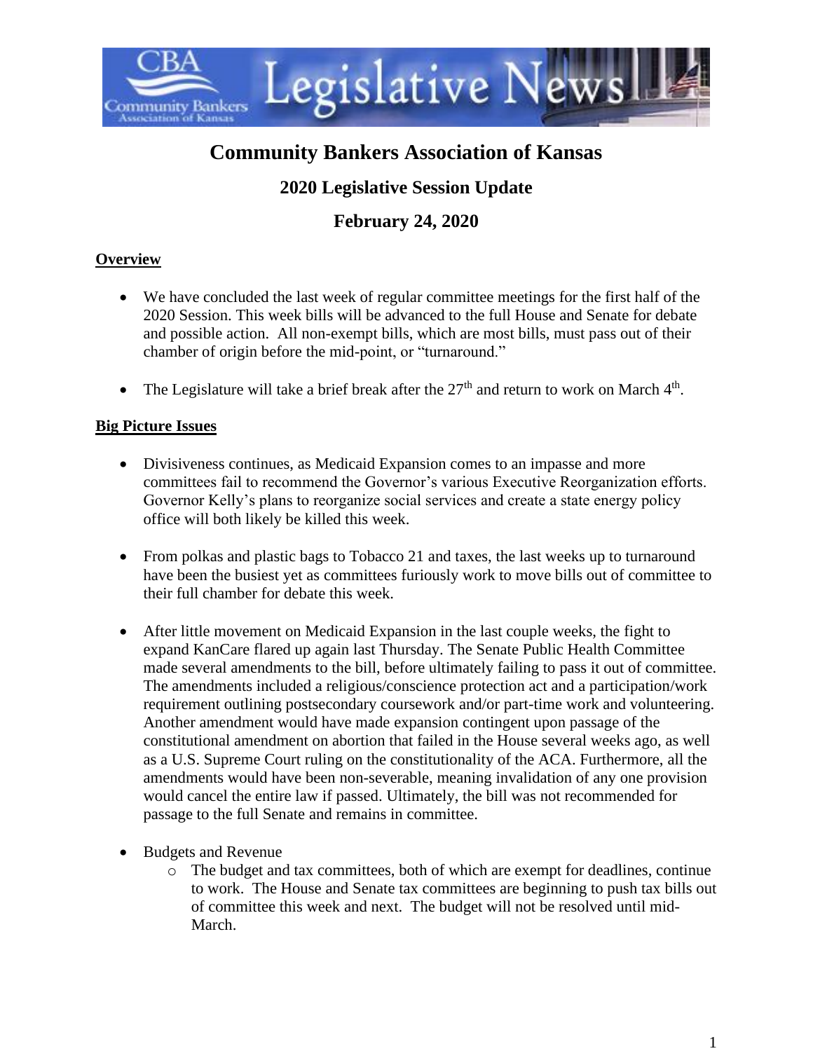# Community Bankers Association of Kansas

## 2020 Legislative Session Update

## February 24, 2020

**Overview**

- We have concluded the last week of regular committee meetings for the first half of the 2020 Session. This week bills will be advanced to the full House and Senate for debate and possible action. All non-exempt bills, which are most bills, must pass out of their chamber of origin before the mid-point, or "turnaround."
- The Legislature will take a brief break after the 27th and return to work on March 4th.

**Big Picture Issues**

- Divisiveness continues, as Medicaid Expansion comes to an impasse and more committees fail to recommend the Governor's various Executive Reorganization efforts. Governor Kelly's plans to reorganize social services and create a state energy policy office will both likely be killed this week.
- From polkas and plastic bags to Tobacco 21 and taxes, the last weeks up to turnaround have been the busiest yet as committees furiously work to move bills out of committee to their full chamber for debate this week.
- After little movement on Medicaid Expansion in the last couple weeks, the fight to expand KanCare flared up again last Thursday. The Senate Public Health Committee made several amendments to the bill, before ultimately failing to pass it out of committee. The amendments included a religious/conscience protection act and a participation/work requirement outlining postsecondary coursework and/or part-time work and volunteering. Another amendment would have made expansion contingent upon passage of the constitutional amendment on abortion that failed in the House several weeks ago, as well as a U.S. Supreme Court ruling on the constitutionality of the ACA. Furthermore, all the amendments would have been non-severable, meaning invalidation of any one provision would cancel the entire law if passed. Ultimately, the bill was not recommended for passage to the full Senate and remains in committee.
- Budgets and Revenue
  - The budget and tax committees, both of which are exempt for deadlines, continue to work. The House and Senate tax committees are beginning to push tax bills out of committee this week and next. The budget will not be resolved until mid-March.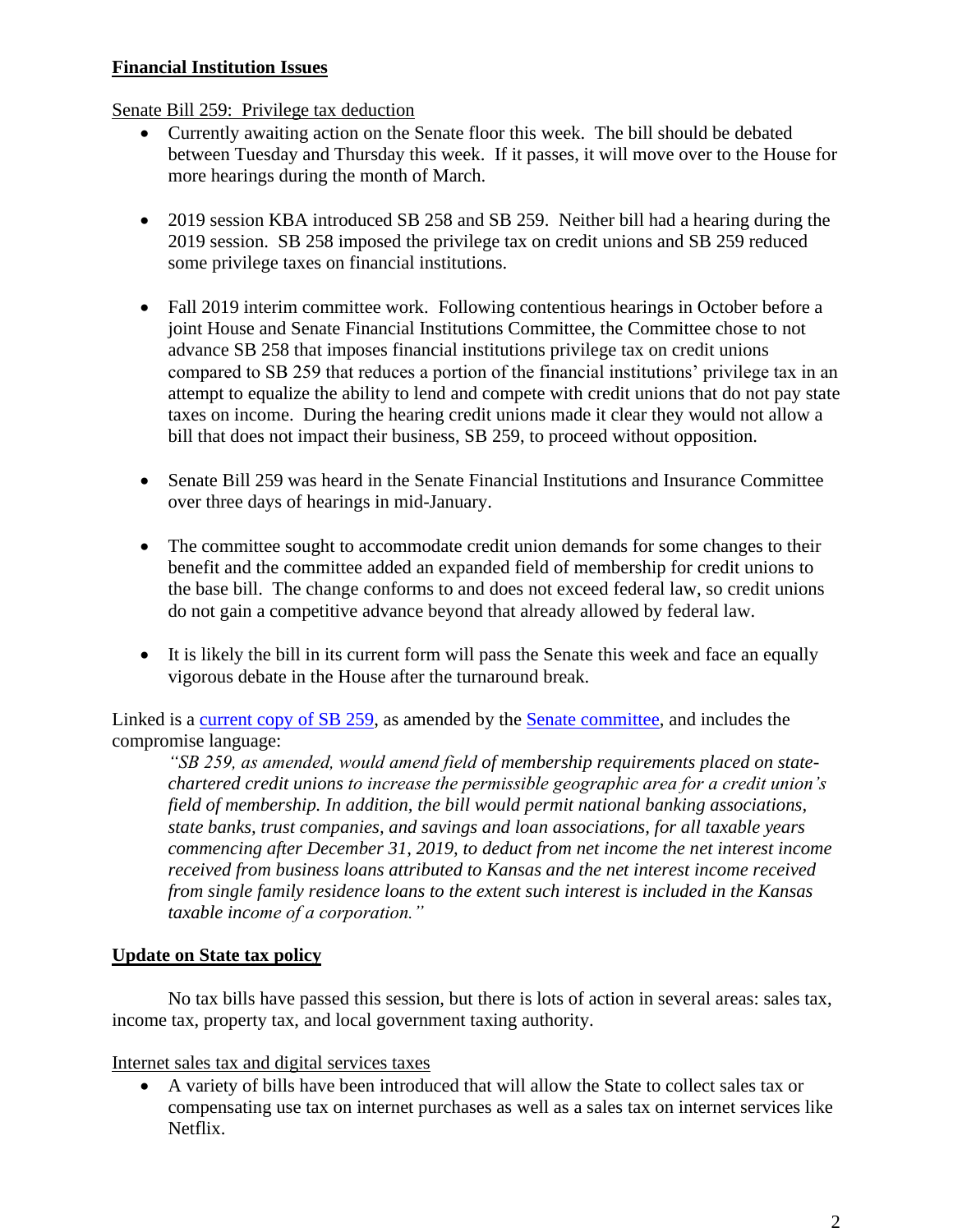**Financial Institution Issues**

Senate Bill 259: Privilege tax deduction

- Currently awaiting action on the Senate floor this week. The bill should be debated between Tuesday and Thursday this week. If it passes, it will move over to the House for more hearings during the month of March.

- 2019 session KBA introduced SB 258 and SB 259. Neither bill had a hearing during the 2019 session. SB 258 imposed the privilege tax on credit unions and SB 259 reduced some privilege taxes on financial institutions.

- Fall 2019 interim committee work. Following contentious hearings in October before a joint House and Senate Financial Institutions Committee, the Committee chose to not advance SB 258 that imposes financial institutions privilege tax on credit unions compared to SB 259 that reduces a portion of the financial institutions' privilege tax in an attempt to equalize the ability to lend and compete with credit unions that do not pay state taxes on income. During the hearing credit unions made it clear they would not allow a bill that does not impact their business, SB 259, to proceed without opposition.

- Senate Bill 259 was heard in the Senate Financial Institutions and Insurance Committee over three days of hearings in mid-January.

- The committee sought to accommodate credit union demands for some changes to their benefit and the committee added an expanded field of membership for credit unions to the base bill. The change conforms to and does not exceed federal law, so credit unions do not gain a competitive advance beyond that already allowed by federal law.

- It is likely the bill in its current form will pass the Senate this week and face an equally vigorous debate in the House after the turnaround break.

Linked is a current copy of SB 259, as amended by the Senate committee, and includes the compromise language:

> *"SB 259, as amended, would amend field of membership requirements placed on state-chartered credit unions to increase the permissible geographic area for a credit union's field of membership. In addition, the bill would permit national banking associations, state banks, trust companies, and savings and loan associations, for all taxable years commencing after December 31, 2019, to deduct from net income the net interest income received from business loans attributed to Kansas and the net interest income received from single family residence loans to the extent such interest is included in the Kansas taxable income of a corporation."*

**Update on State tax policy**

No tax bills have passed this session, but there is lots of action in several areas: sales tax, income tax, property tax, and local government taxing authority.

Internet sales tax and digital services taxes

- A variety of bills have been introduced that will allow the State to collect sales tax or compensating use tax on internet purchases as well as a sales tax on internet services like Netflix.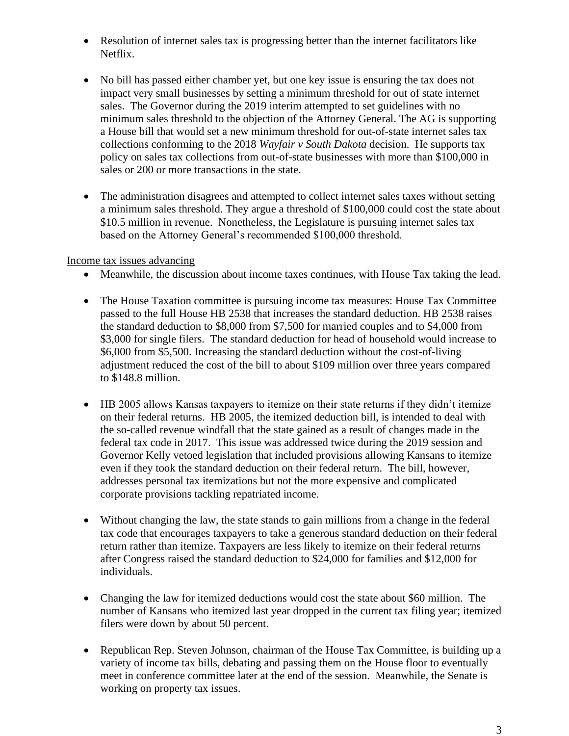- Resolution of internet sales tax is progressing better than the internet facilitators like Netflix.

- No bill has passed either chamber yet, but one key issue is ensuring the tax does not impact very small businesses by setting a minimum threshold for out of state internet sales. The Governor during the 2019 interim attempted to set guidelines with no minimum sales threshold to the objection of the Attorney General. The AG is supporting a House bill that would set a new minimum threshold for out-of-state internet sales tax collections conforming to the 2018 *Wayfair v South Dakota* decision. He supports tax policy on sales tax collections from out-of-state businesses with more than $100,000 in sales or 200 or more transactions in the state.

- The administration disagrees and attempted to collect internet sales taxes without setting a minimum sales threshold. They argue a threshold of $100,000 could cost the state about $10.5 million in revenue. Nonetheless, the Legislature is pursuing internet sales tax based on the Attorney General's recommended $100,000 threshold.

<u>Income tax issues advancing</u>

- Meanwhile, the discussion about income taxes continues, with House Tax taking the lead.

- The House Taxation committee is pursuing income tax measures: House Tax Committee passed to the full House HB 2538 that increases the standard deduction. HB 2538 raises the standard deduction to $8,000 from $7,500 for married couples and to $4,000 from $3,000 for single filers. The standard deduction for head of household would increase to $6,000 from $5,500. Increasing the standard deduction without the cost-of-living adjustment reduced the cost of the bill to about $109 million over three years compared to $148.8 million.

- HB 2005 allows Kansas taxpayers to itemize on their state returns if they didn't itemize on their federal returns. HB 2005, the itemized deduction bill, is intended to deal with the so-called revenue windfall that the state gained as a result of changes made in the federal tax code in 2017. This issue was addressed twice during the 2019 session and Governor Kelly vetoed legislation that included provisions allowing Kansans to itemize even if they took the standard deduction on their federal return. The bill, however, addresses personal tax itemizations but not the more expensive and complicated corporate provisions tackling repatriated income.

- Without changing the law, the state stands to gain millions from a change in the federal tax code that encourages taxpayers to take a generous standard deduction on their federal return rather than itemize. Taxpayers are less likely to itemize on their federal returns after Congress raised the standard deduction to $24,000 for families and $12,000 for individuals.

- Changing the law for itemized deductions would cost the state about $60 million. The number of Kansans who itemized last year dropped in the current tax filing year; itemized filers were down by about 50 percent.

- Republican Rep. Steven Johnson, chairman of the House Tax Committee, is building up a variety of income tax bills, debating and passing them on the House floor to eventually meet in conference committee later at the end of the session. Meanwhile, the Senate is working on property tax issues.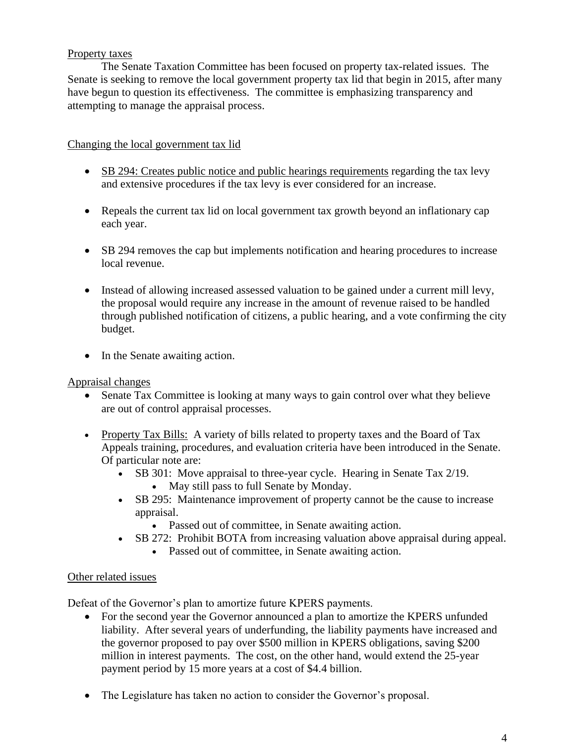Property taxes

The Senate Taxation Committee has been focused on property tax-related issues. The Senate is seeking to remove the local government property tax lid that begin in 2015, after many have begun to question its effectiveness. The committee is emphasizing transparency and attempting to manage the appraisal process.

Changing the local government tax lid

- SB 294: Creates public notice and public hearings requirements regarding the tax levy and extensive procedures if the tax levy is ever considered for an increase.
- Repeals the current tax lid on local government tax growth beyond an inflationary cap each year.
- SB 294 removes the cap but implements notification and hearing procedures to increase local revenue.
- Instead of allowing increased assessed valuation to be gained under a current mill levy, the proposal would require any increase in the amount of revenue raised to be handled through published notification of citizens, a public hearing, and a vote confirming the city budget.
- In the Senate awaiting action.

Appraisal changes

- Senate Tax Committee is looking at many ways to gain control over what they believe are out of control appraisal processes.
- Property Tax Bills: A variety of bills related to property taxes and the Board of Tax Appeals training, procedures, and evaluation criteria have been introduced in the Senate. Of particular note are:
  - SB 301: Move appraisal to three-year cycle. Hearing in Senate Tax 2/19.
    - May still pass to full Senate by Monday.
  - SB 295: Maintenance improvement of property cannot be the cause to increase appraisal.
    - Passed out of committee, in Senate awaiting action.
  - SB 272: Prohibit BOTA from increasing valuation above appraisal during appeal.
    - Passed out of committee, in Senate awaiting action.

Other related issues

Defeat of the Governor's plan to amortize future KPERS payments.

- For the second year the Governor announced a plan to amortize the KPERS unfunded liability. After several years of underfunding, the liability payments have increased and the governor proposed to pay over $500 million in KPERS obligations, saving $200 million in interest payments. The cost, on the other hand, would extend the 25-year payment period by 15 more years at a cost of $4.4 billion.
- The Legislature has taken no action to consider the Governor's proposal.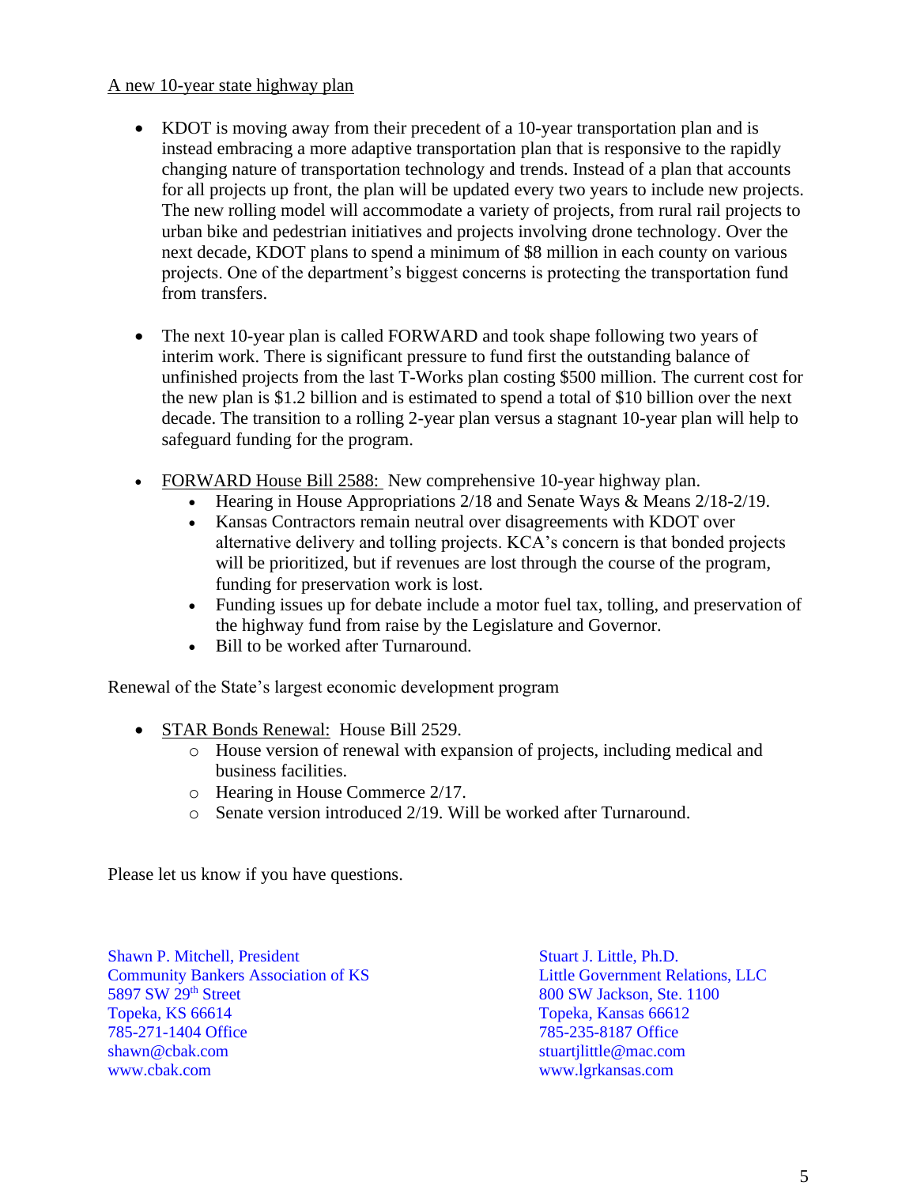A new 10-year state highway plan

- KDOT is moving away from their precedent of a 10-year transportation plan and is instead embracing a more adaptive transportation plan that is responsive to the rapidly changing nature of transportation technology and trends. Instead of a plan that accounts for all projects up front, the plan will be updated every two years to include new projects. The new rolling model will accommodate a variety of projects, from rural rail projects to urban bike and pedestrian initiatives and projects involving drone technology. Over the next decade, KDOT plans to spend a minimum of $8 million in each county on various projects. One of the department's biggest concerns is protecting the transportation fund from transfers.

- The next 10-year plan is called FORWARD and took shape following two years of interim work. There is significant pressure to fund first the outstanding balance of unfinished projects from the last T-Works plan costing $500 million. The current cost for the new plan is $1.2 billion and is estimated to spend a total of $10 billion over the next decade. The transition to a rolling 2-year plan versus a stagnant 10-year plan will help to safeguard funding for the program.

- FORWARD House Bill 2588: New comprehensive 10-year highway plan.
  - Hearing in House Appropriations 2/18 and Senate Ways & Means 2/18-2/19.
  - Kansas Contractors remain neutral over disagreements with KDOT over alternative delivery and tolling projects. KCA's concern is that bonded projects will be prioritized, but if revenues are lost through the course of the program, funding for preservation work is lost.
  - Funding issues up for debate include a motor fuel tax, tolling, and preservation of the highway fund from raise by the Legislature and Governor.
  - Bill to be worked after Turnaround.

Renewal of the State's largest economic development program

- STAR Bonds Renewal: House Bill 2529.
  - House version of renewal with expansion of projects, including medical and business facilities.
  - Hearing in House Commerce 2/17.
  - Senate version introduced 2/19. Will be worked after Turnaround.

Please let us know if you have questions.

Shawn P. Mitchell, President
Community Bankers Association of KS
5897 SW 29th Street
Topeka, KS 66614
785-271-1404 Office
shawn@cbak.com
www.cbak.com

Stuart J. Little, Ph.D.
Little Government Relations, LLC
800 SW Jackson, Ste. 1100
Topeka, Kansas 66612
785-235-8187 Office
stuartjlittle@mac.com
www.lgrkansas.com